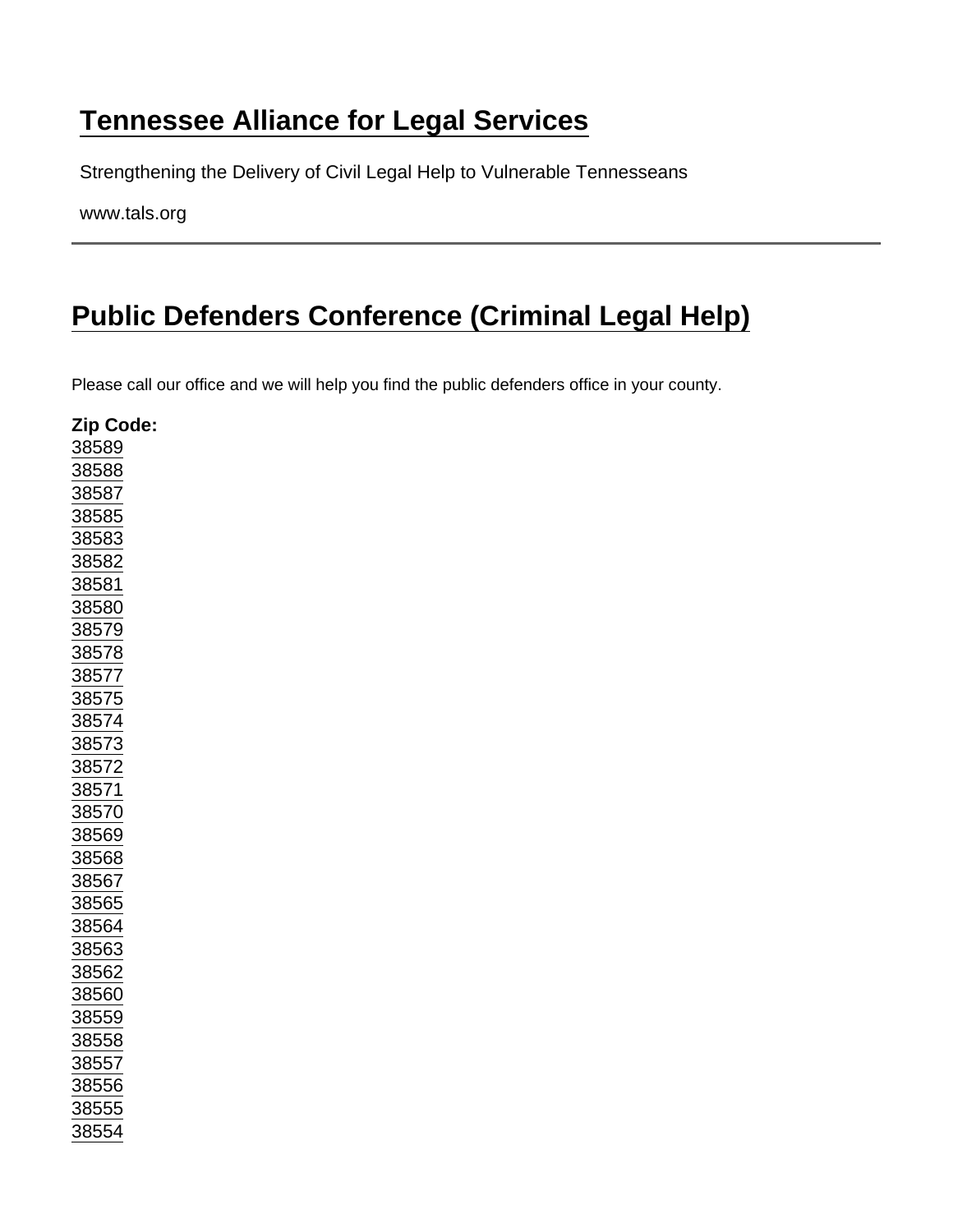# Tennessee Alliance for Legal Services

Strengthening the Delivery of Civil Legal Help to Vulnerable Tennesseans

www.tals.org

## Public Defenders Conference (Criminal Legal Help)

Please call our office and we will help you find the public defenders office in your county.

**Zip Code:**
38589
38588
38587
38585
38583
38582
38581
38580
38579
38578
38577
38575
38574
38573
38572
38571
38570
38569
38568
38567
38565
38564
38563
38562
38560
38559
38558
38557
38556
38555
38554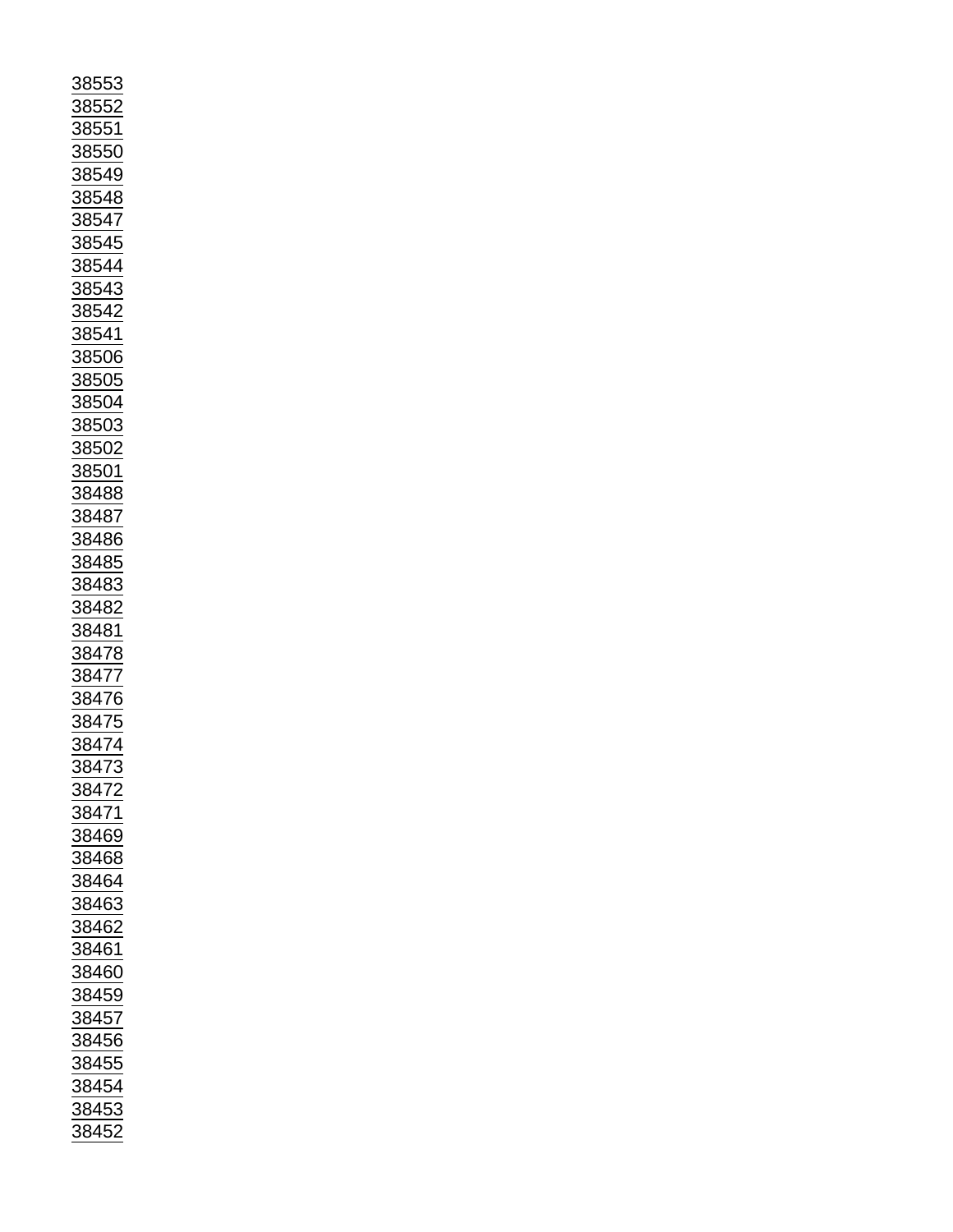38553
38552
38551
38550
38549
38548
38547
38545
38544
38543
38542
38541
38506
38505
38504
38503
38502
38501
38488
38487
38486
38485
38483
38482
38481
38478
38477
38476
38475
38474
38473
38472
38471
38469
38468
38464
38463
38462
38461
38460
38459
38457
38456
38455
38454
38453
38452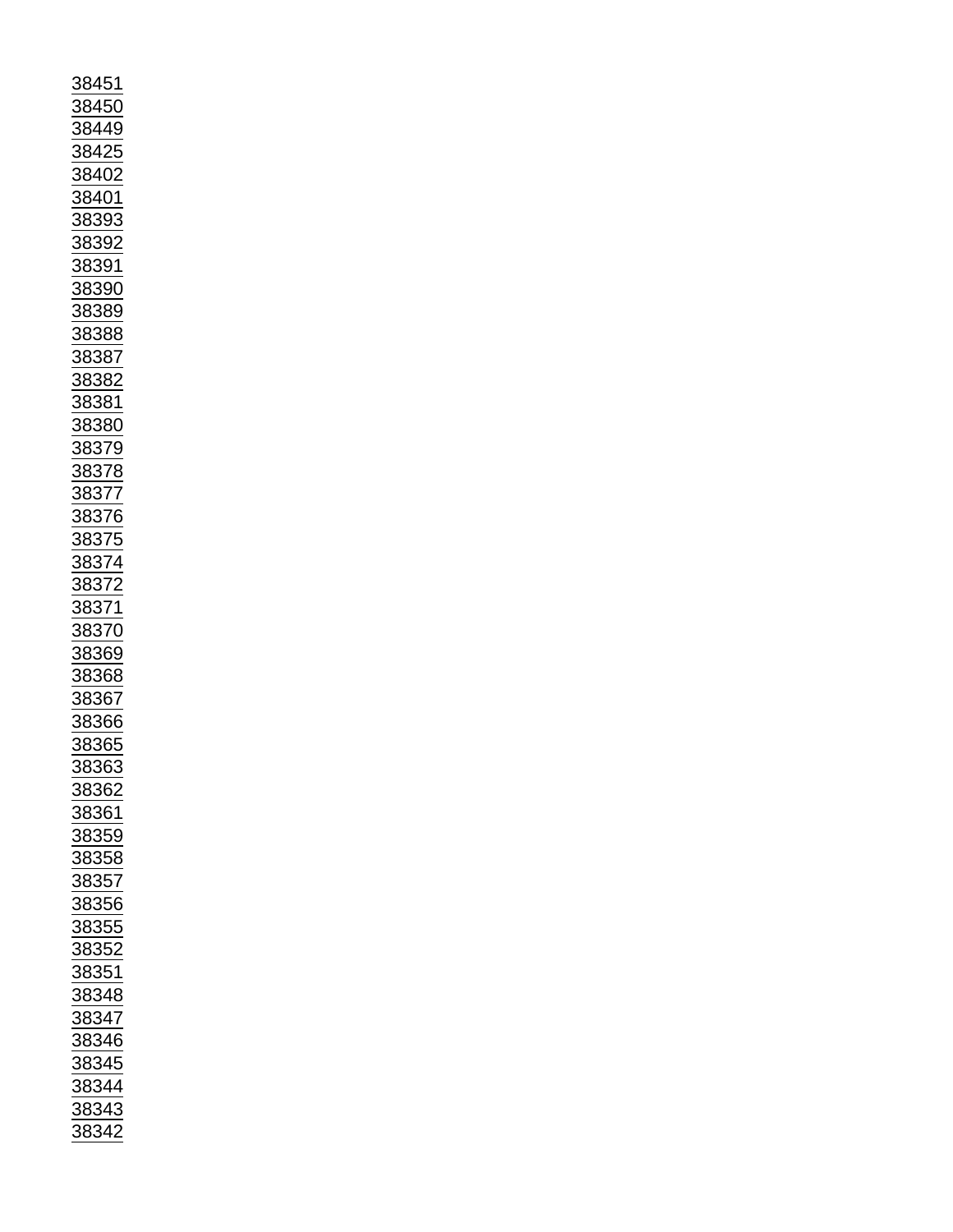38451
38450
38449
38425
38402
38401
38393
38392
38391
38390
38389
38388
38387
38382
38381
38380
38379
38378
38377
38376
38375
38374
38372
38371
38370
38369
38368
38367
38366
38365
38363
38362
38361
38359
38358
38357
38356
38355
38352
38351
38348
38347
38346
38345
38344
38343
38342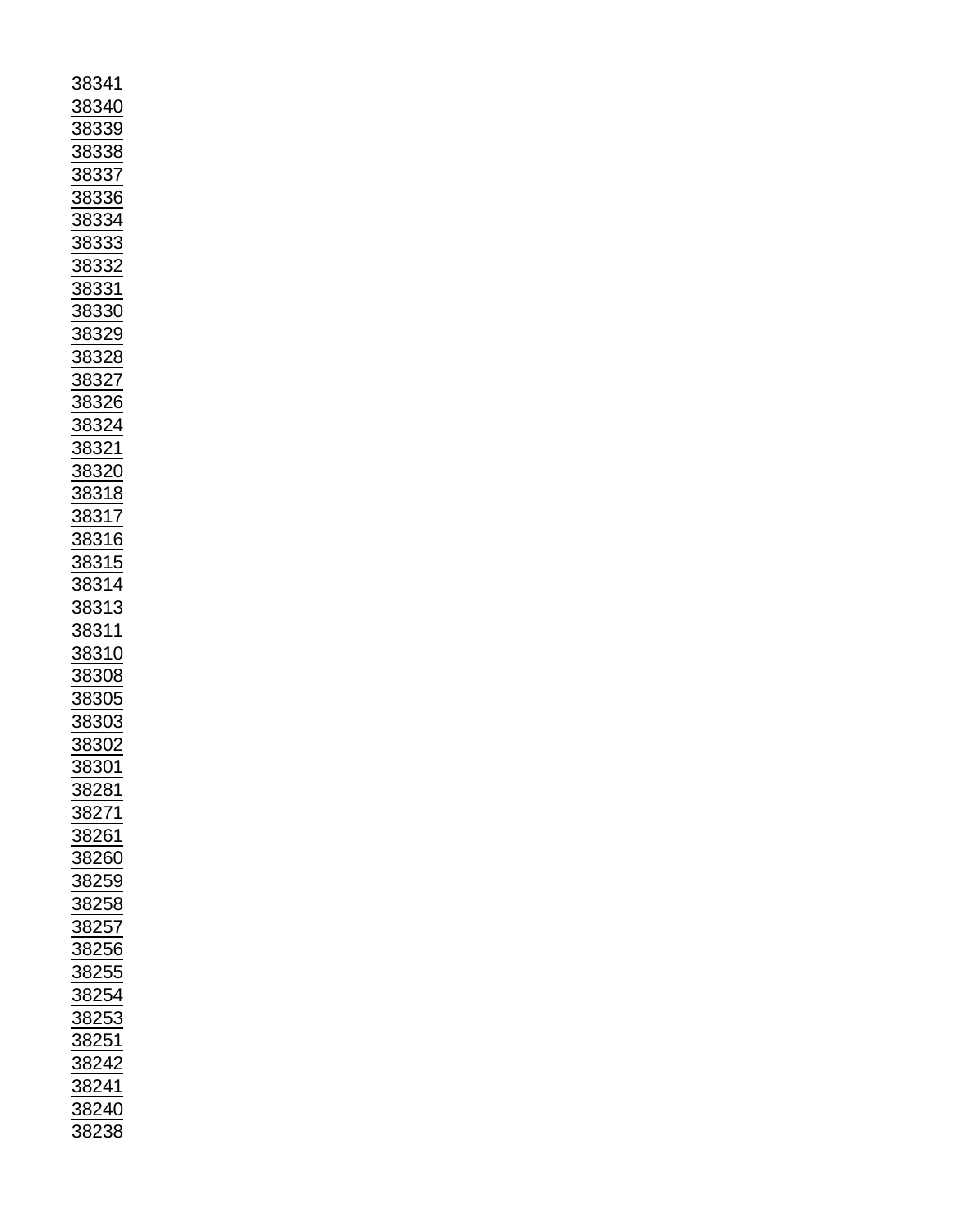38341
38340
38339
38338
38337
38336
38334
38333
38332
38331
38330
38329
38328
38327
38326
38324
38321
38320
38318
38317
38316
38315
38314
38313
38311
38310
38308
38305
38303
38302
38301
38281
38271
38261
38260
38259
38258
38257
38256
38255
38254
38253
38251
38242
38241
38240
38238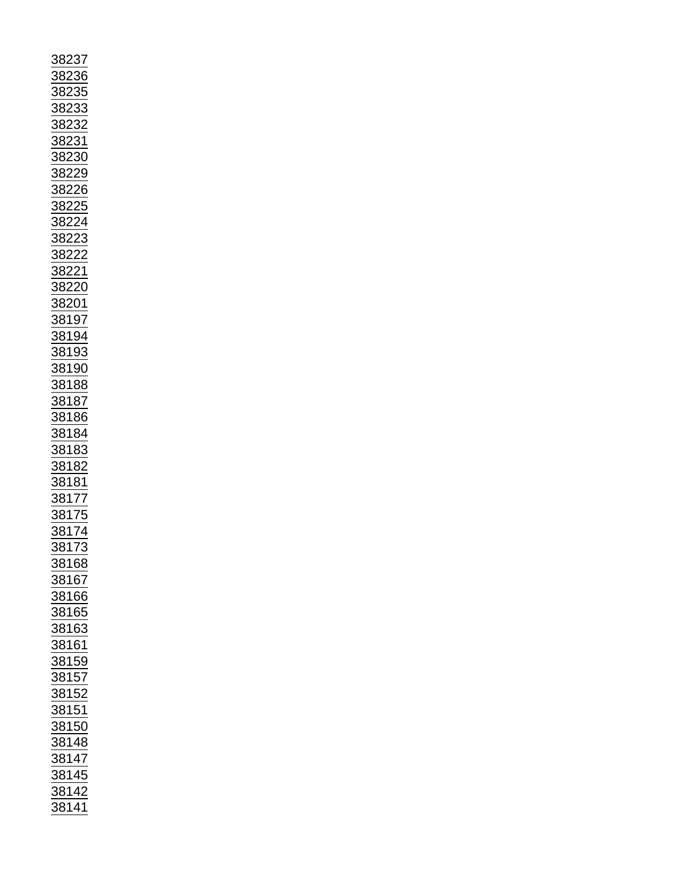38237
38236
38235
38233
38232
38231
38230
38229
38226
38225
38224
38223
38222
38221
38220
38201
38197
38194
38193
38190
38188
38187
38186
38184
38183
38182
38181
38177
38175
38174
38173
38168
38167
38166
38165
38163
38161
38159
38157
38152
38151
38150
38148
38147
38145
38142
38141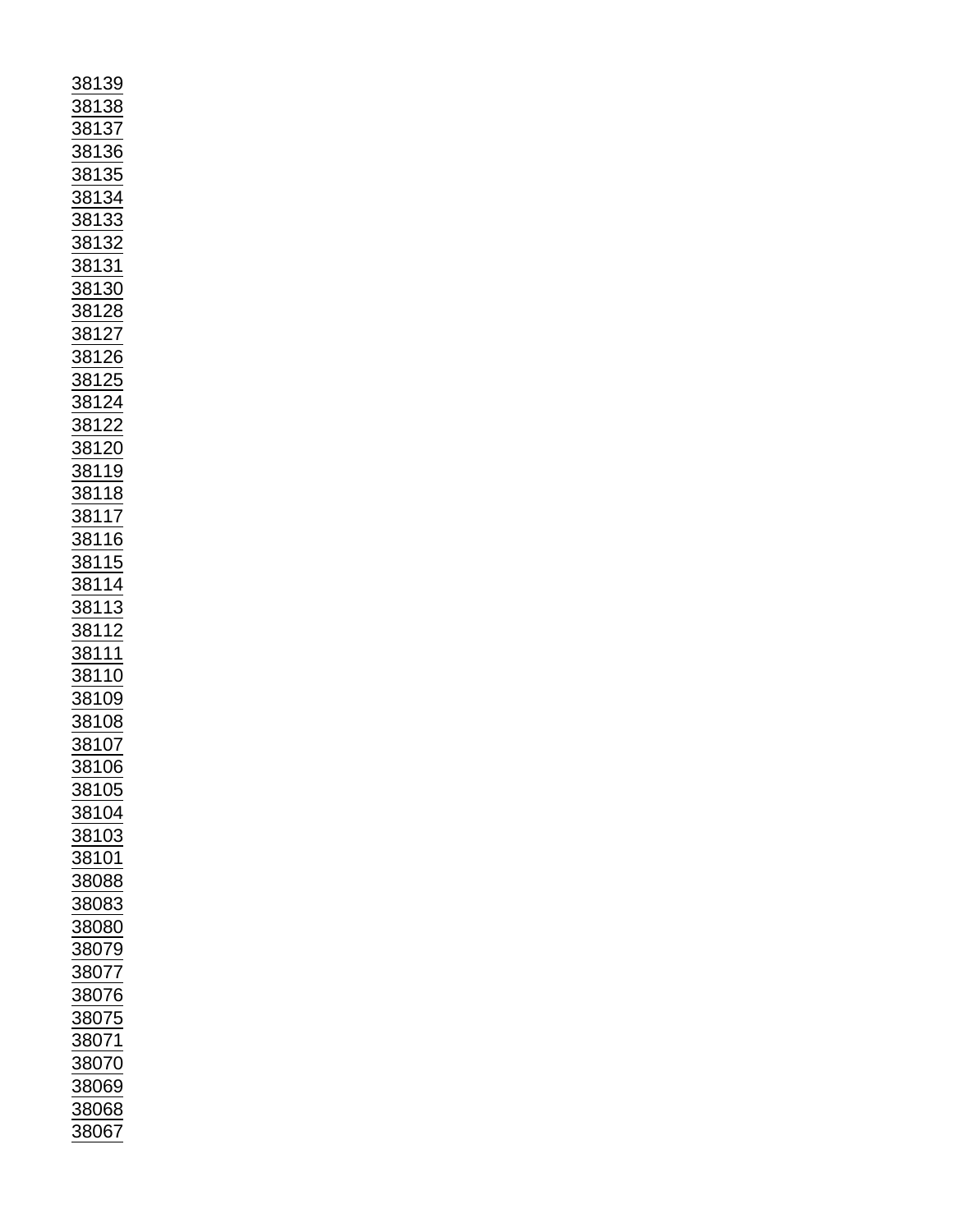38139
38138
38137
38136
38135
38134
38133
38132
38131
38130
38128
38127
38126
38125
38124
38122
38120
38119
38118
38117
38116
38115
38114
38113
38112
38111
38110
38109
38108
38107
38106
38105
38104
38103
38101
38088
38083
38080
38079
38077
38076
38075
38071
38070
38069
38068
38067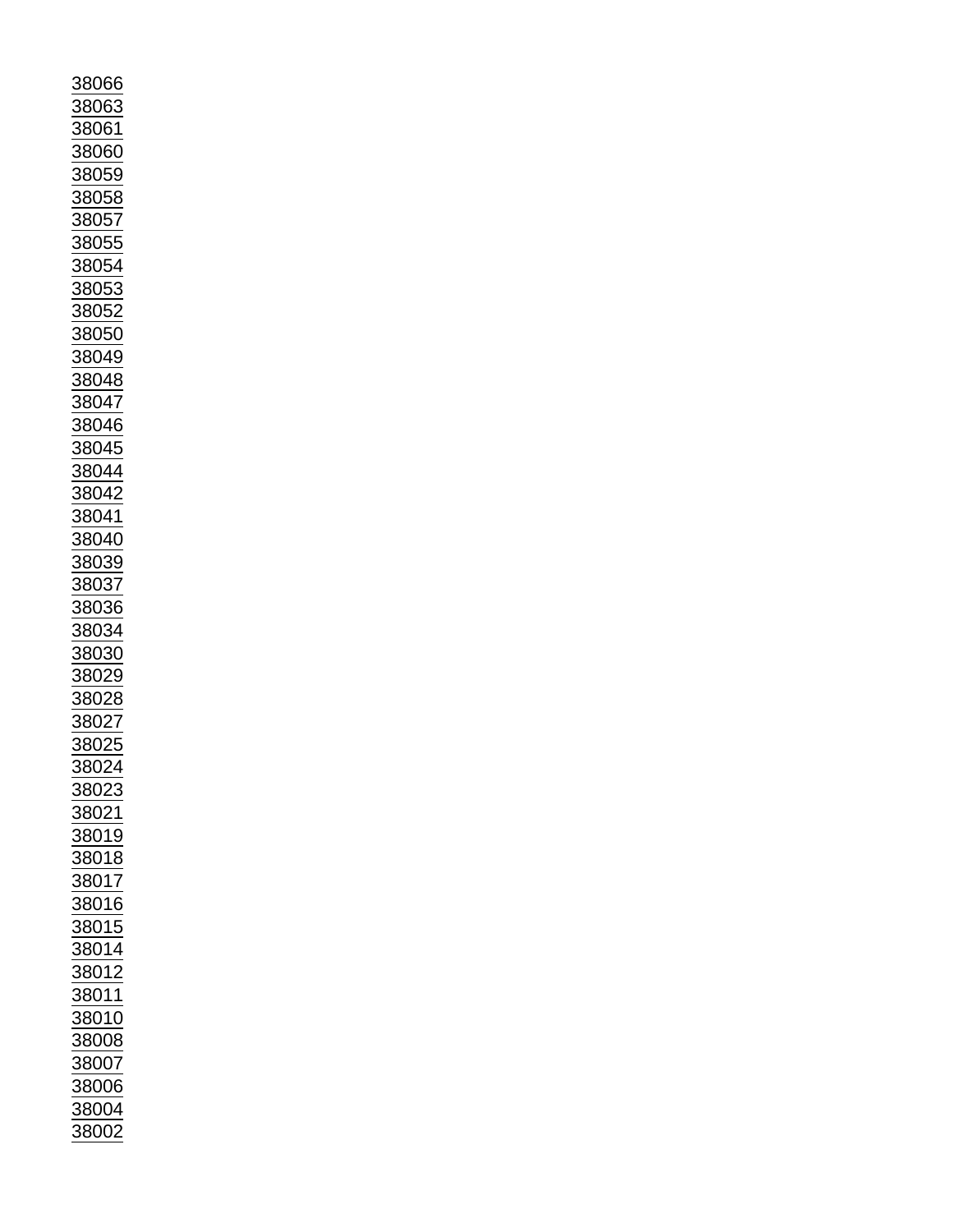38066
38063
38061
38060
38059
38058
38057
38055
38054
38053
38052
38050
38049
38048
38047
38046
38045
38044
38042
38041
38040
38039
38037
38036
38034
38030
38029
38028
38027
38025
38024
38023
38021
38019
38018
38017
38016
38015
38014
38012
38011
38010
38008
38007
38006
38004
38002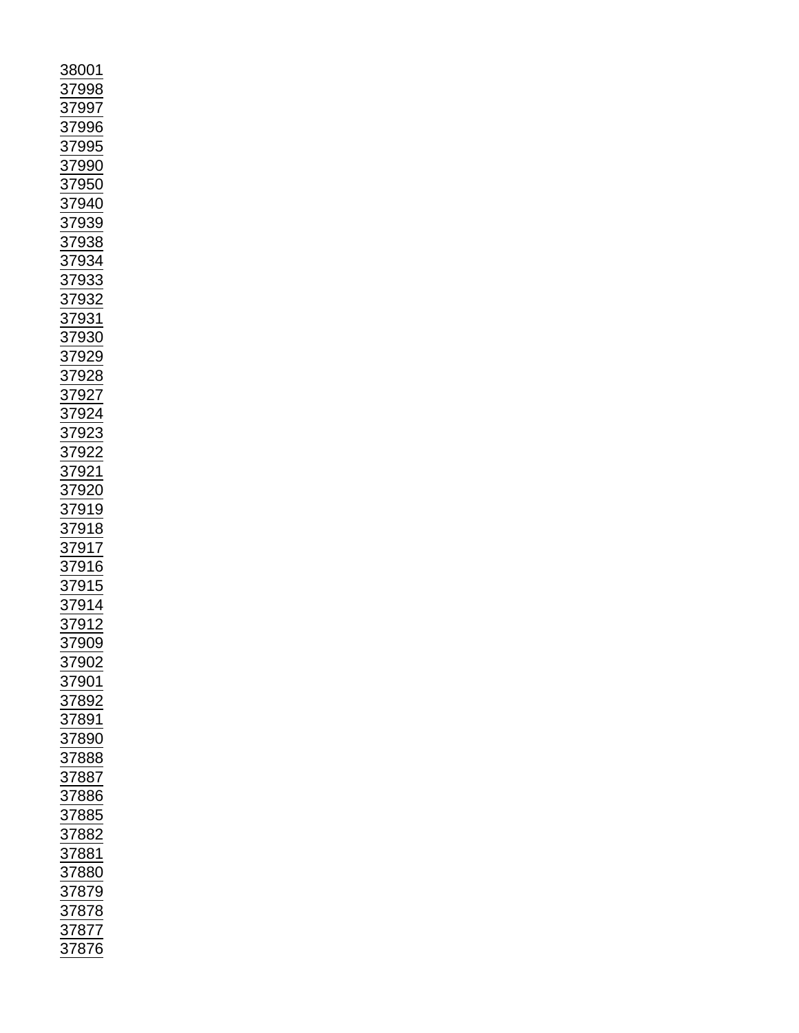38001
37998
37997
37996
37995
37990
37950
37940
37939
37938
37934
37933
37932
37931
37930
37929
37928
37927
37924
37923
37922
37921
37920
37919
37918
37917
37916
37915
37914
37912
37909
37902
37901
37892
37891
37890
37888
37887
37886
37885
37882
37881
37880
37879
37878
37877
37876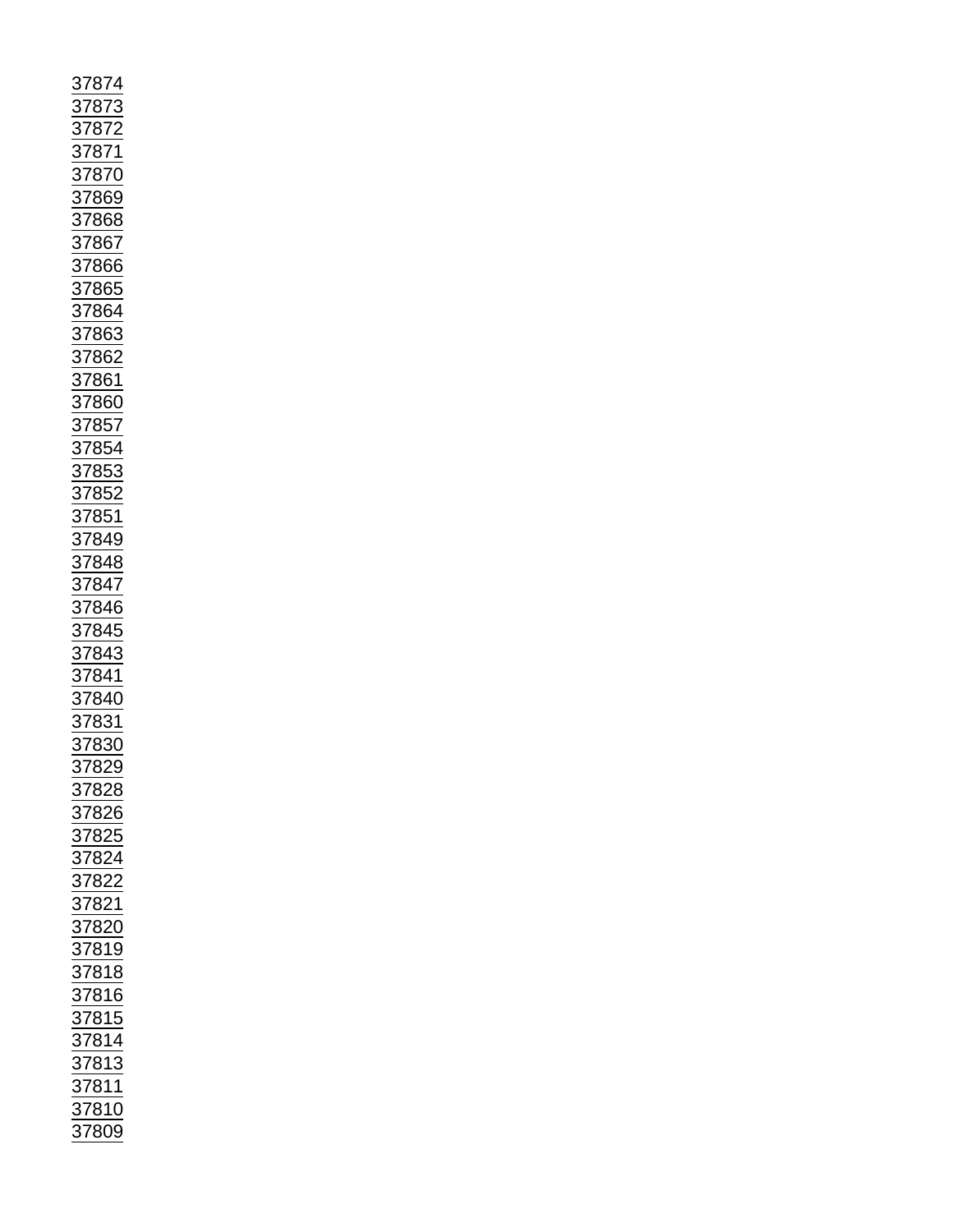37874
37873
37872
37871
37870
37869
37868
37867
37866
37865
37864
37863
37862
37861
37860
37857
37854
37853
37852
37851
37849
37848
37847
37846
37845
37843
37841
37840
37831
37830
37829
37828
37826
37825
37824
37822
37821
37820
37819
37818
37816
37815
37814
37813
37811
37810
37809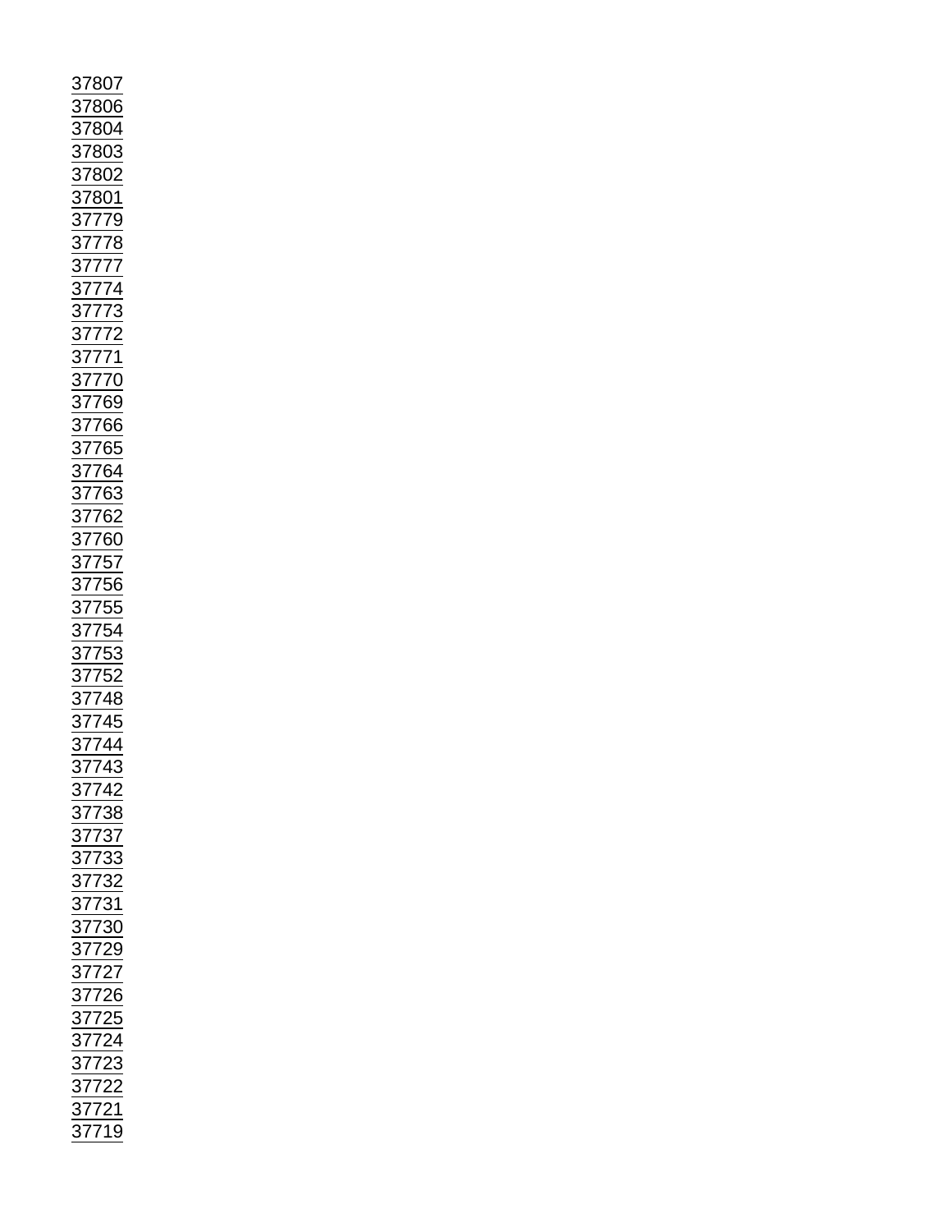37807
37806
37804
37803
37802
37801
37779
37778
37777
37774
37773
37772
37771
37770
37769
37766
37765
37764
37763
37762
37760
37757
37756
37755
37754
37753
37752
37748
37745
37744
37743
37742
37738
37737
37733
37732
37731
37730
37729
37727
37726
37725
37724
37723
37722
37721
37719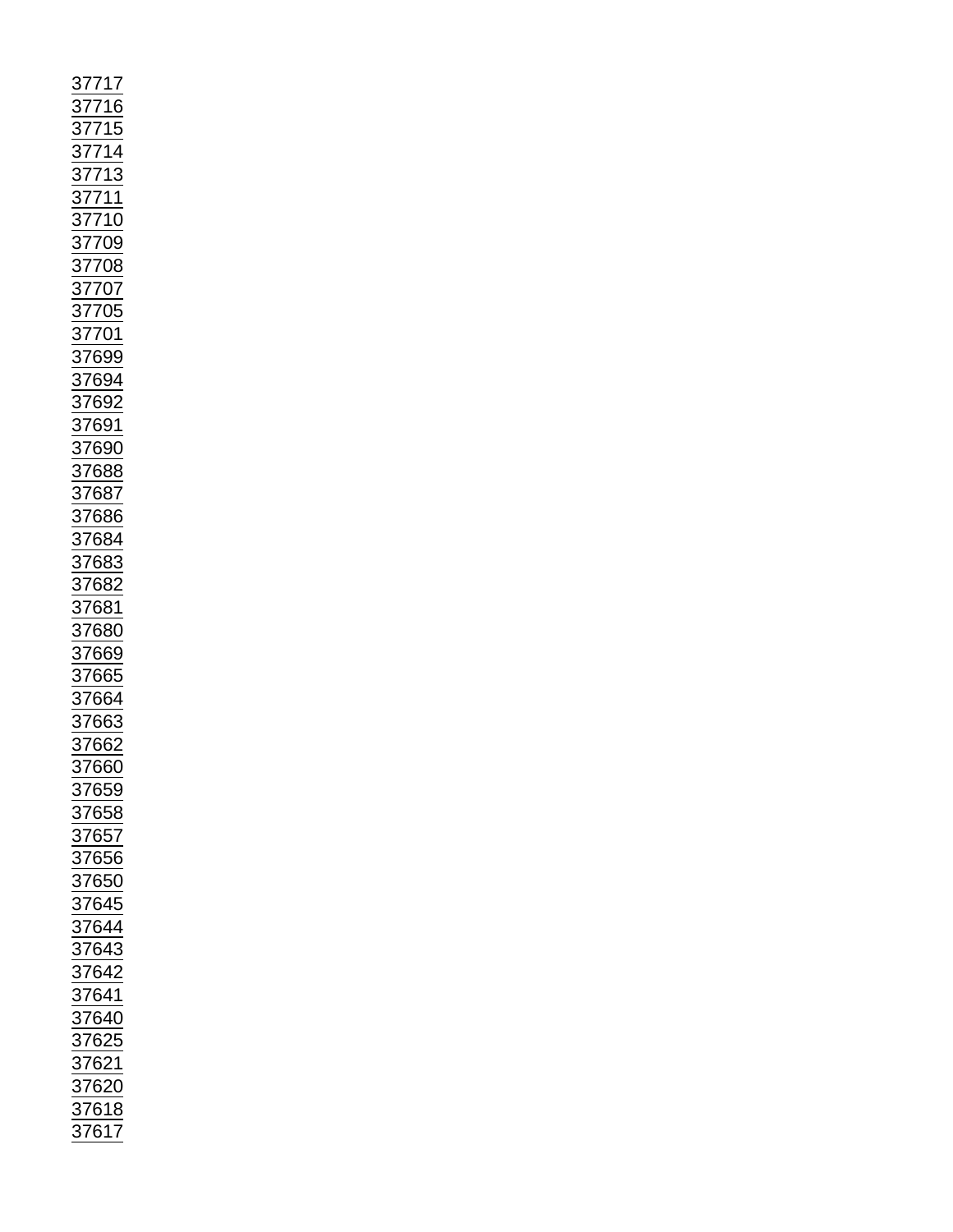37717
37716
37715
37714
37713
37711
37710
37709
37708
37707
37705
37701
37699
37694
37692
37691
37690
37688
37687
37686
37684
37683
37682
37681
37680
37669
37665
37664
37663
37662
37660
37659
37658
37657
37656
37650
37645
37644
37643
37642
37641
37640
37625
37621
37620
37618
37617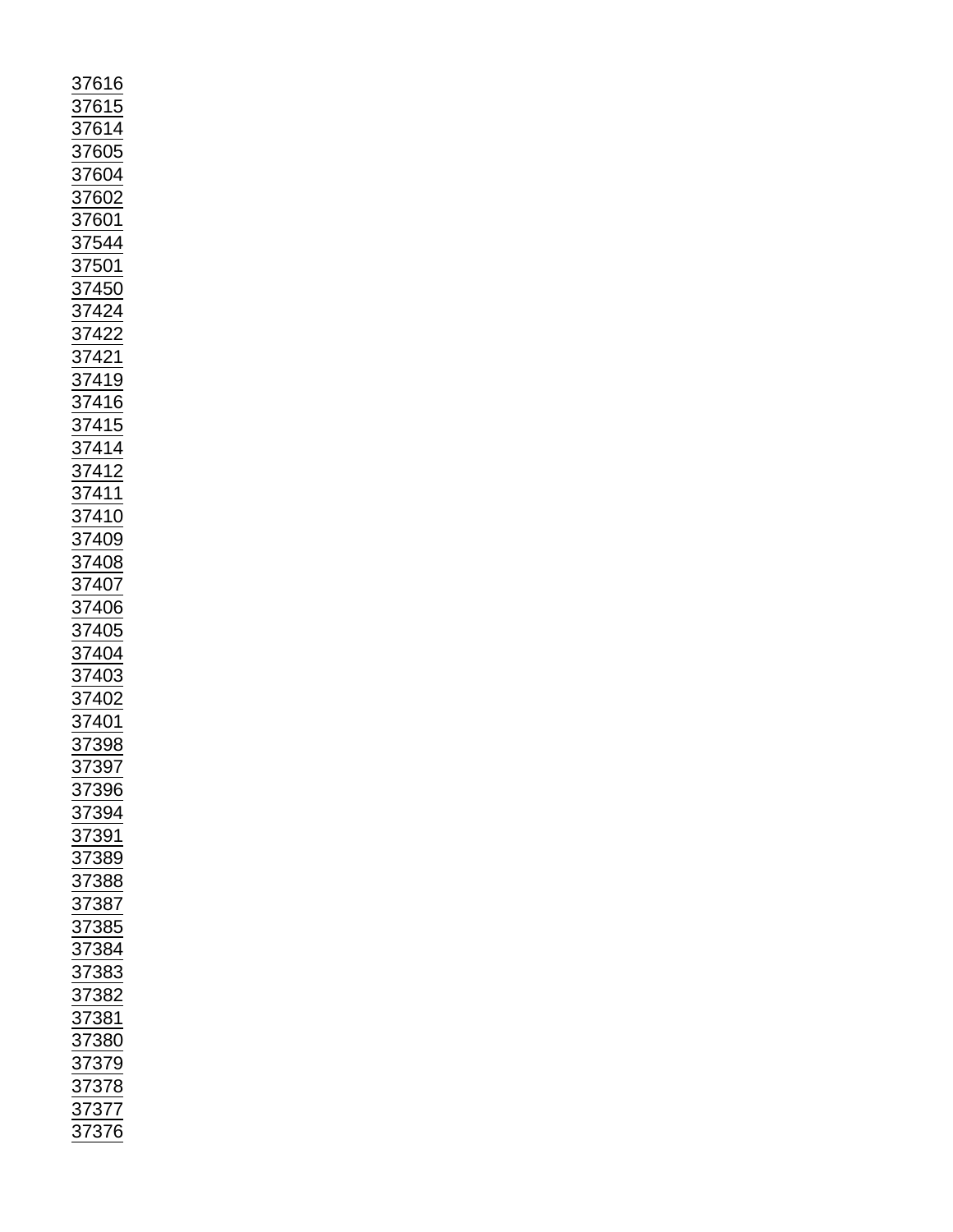37616
37615
37614
37605
37604
37602
37601
37544
37501
37450
37424
37422
37421
37419
37416
37415
37414
37412
37411
37410
37409
37408
37407
37406
37405
37404
37403
37402
37401
37398
37397
37396
37394
37391
37389
37388
37387
37385
37384
37383
37382
37381
37380
37379
37378
37377
37376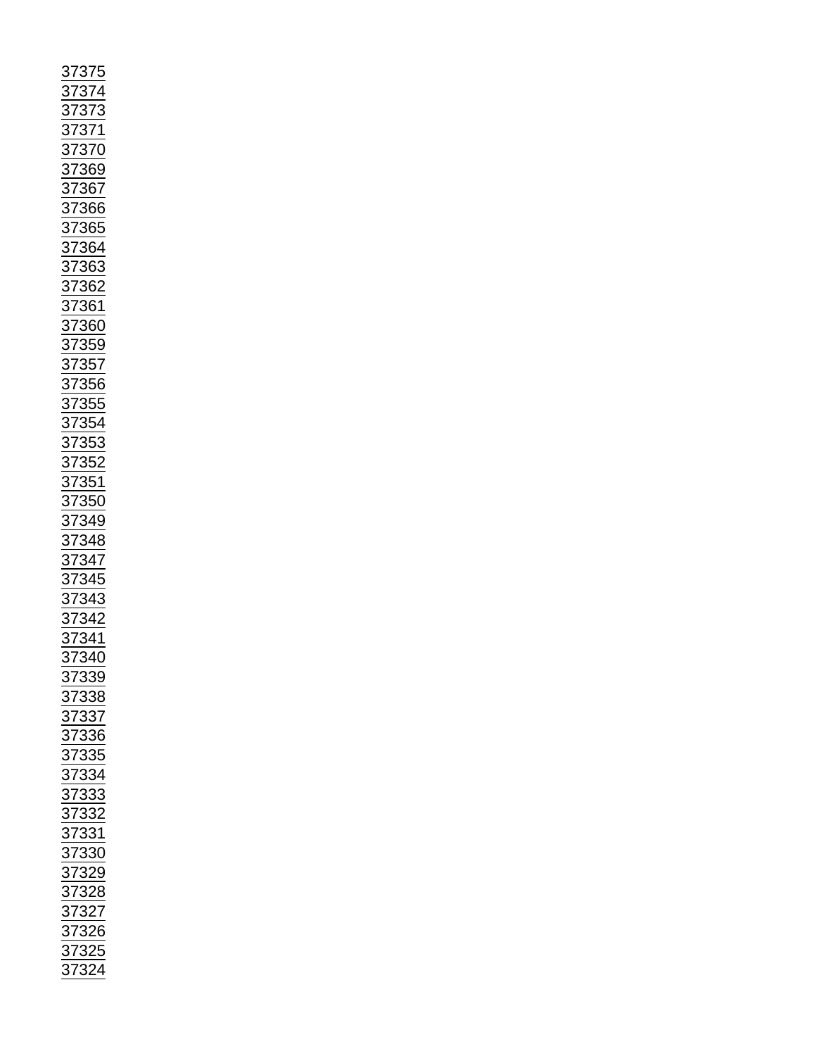37375
37374
37373
37371
37370
37369
37367
37366
37365
37364
37363
37362
37361
37360
37359
37357
37356
37355
37354
37353
37352
37351
37350
37349
37348
37347
37345
37343
37342
37341
37340
37339
37338
37337
37336
37335
37334
37333
37332
37331
37330
37329
37328
37327
37326
37325
37324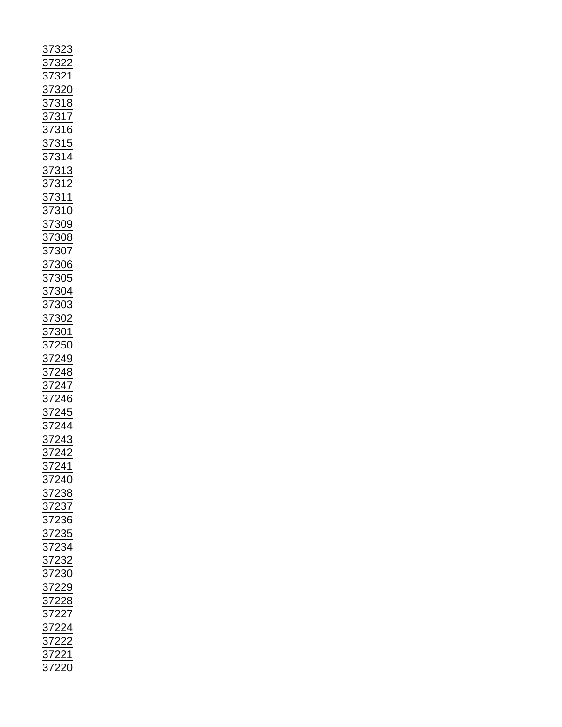37323
37322
37321
37320
37318
37317
37316
37315
37314
37313
37312
37311
37310
37309
37308
37307
37306
37305
37304
37303
37302
37301
37250
37249
37248
37247
37246
37245
37244
37243
37242
37241
37240
37238
37237
37236
37235
37234
37232
37230
37229
37228
37227
37224
37222
37221
37220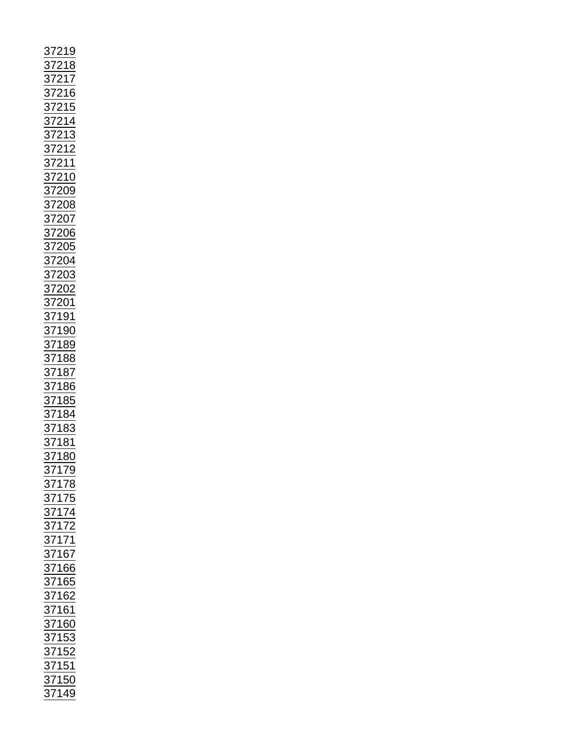37219
37218
37217
37216
37215
37214
37213
37212
37211
37210
37209
37208
37207
37206
37205
37204
37203
37202
37201
37191
37190
37189
37188
37187
37186
37185
37184
37183
37181
37180
37179
37178
37175
37174
37172
37171
37167
37166
37165
37162
37161
37160
37153
37152
37151
37150
37149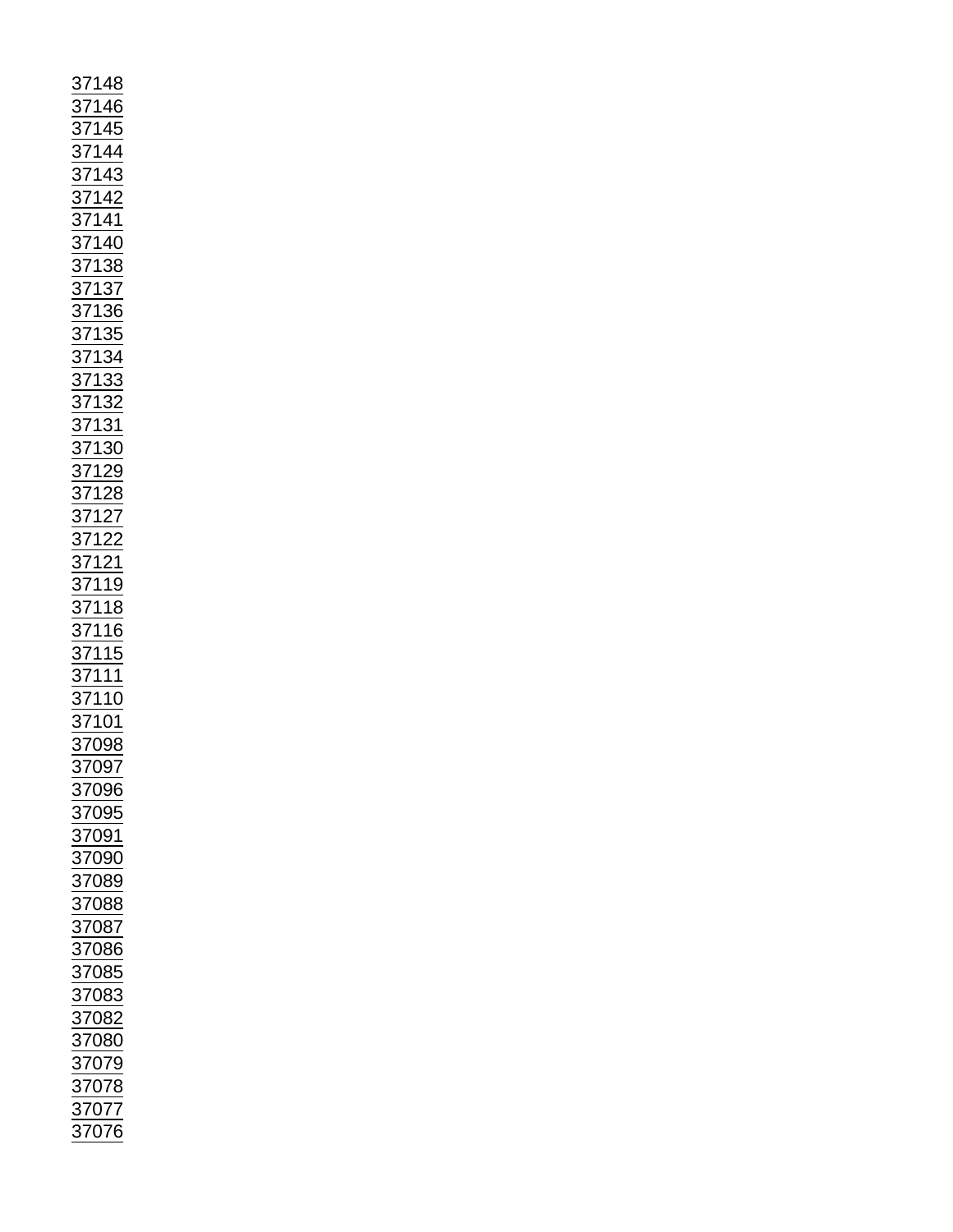37148
37146
37145
37144
37143
37142
37141
37140
37138
37137
37136
37135
37134
37133
37132
37131
37130
37129
37128
37127
37122
37121
37119
37118
37116
37115
37111
37110
37101
37098
37097
37096
37095
37091
37090
37089
37088
37087
37086
37085
37083
37082
37080
37079
37078
37077
37076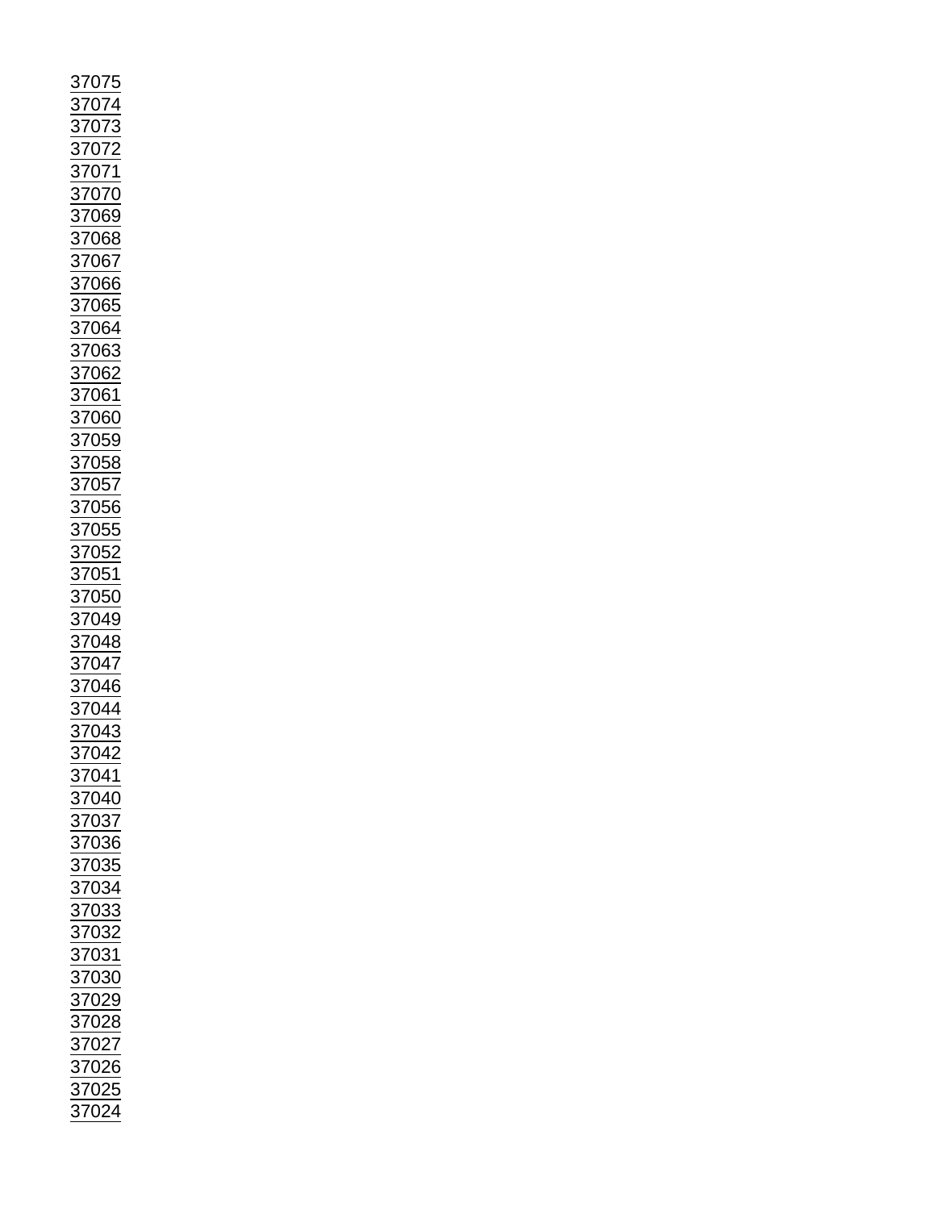37075
37074
37073
37072
37071
37070
37069
37068
37067
37066
37065
37064
37063
37062
37061
37060
37059
37058
37057
37056
37055
37052
37051
37050
37049
37048
37047
37046
37044
37043
37042
37041
37040
37037
37036
37035
37034
37033
37032
37031
37030
37029
37028
37027
37026
37025
37024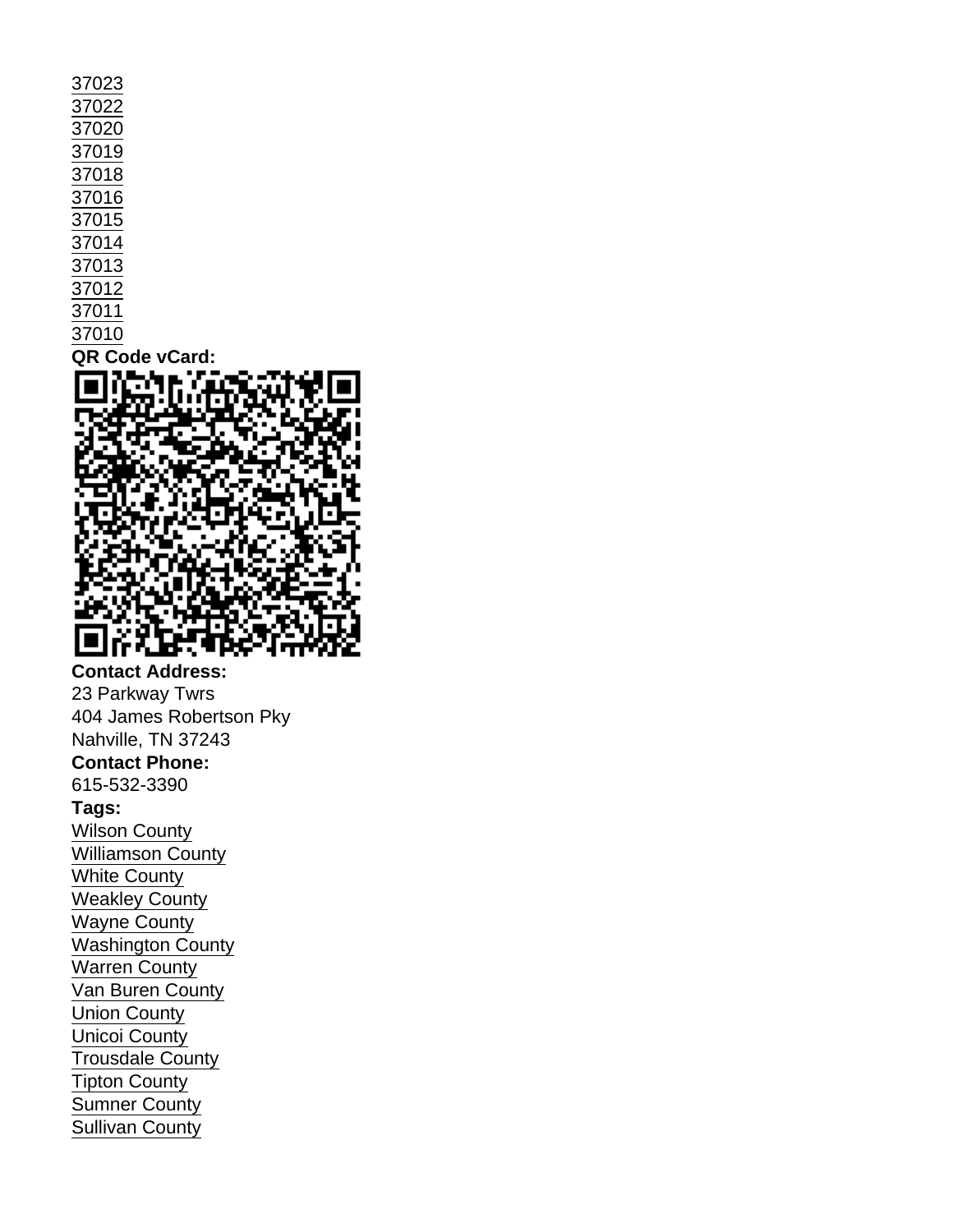37023
37022
37020
37019
37018
37016
37015
37014
37013
37012
37011
37010

**QR Code vCard:**

**Contact Address:**
23 Parkway Twrs
404 James Robertson Pky
Nahville, TN 37243

**Contact Phone:**
615-532-3390

**Tags:**
Wilson County
Williamson County
White County
Weakley County
Wayne County
Washington County
Warren County
Van Buren County
Union County
Unicoi County
Trousdale County
Tipton County
Sumner County
Sullivan County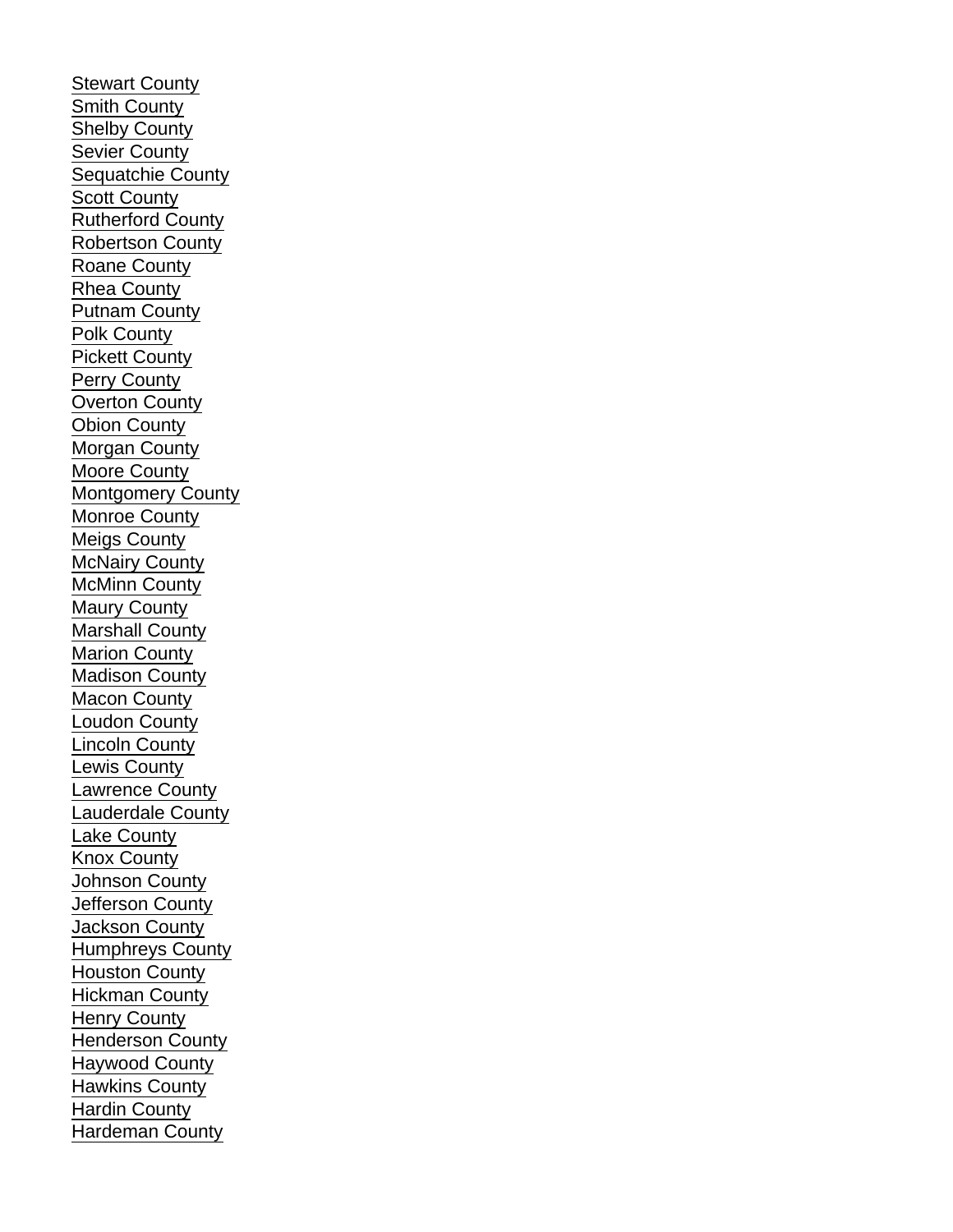Stewart County
Smith County
Shelby County
Sevier County
Sequatchie County
Scott County
Rutherford County
Robertson County
Roane County
Rhea County
Putnam County
Polk County
Pickett County
Perry County
Overton County
Obion County
Morgan County
Moore County
Montgomery County
Monroe County
Meigs County
McNairy County
McMinn County
Maury County
Marshall County
Marion County
Madison County
Macon County
Loudon County
Lincoln County
Lewis County
Lawrence County
Lauderdale County
Lake County
Knox County
Johnson County
Jefferson County
Jackson County
Humphreys County
Houston County
Hickman County
Henry County
Henderson County
Haywood County
Hawkins County
Hardin County
Hardeman County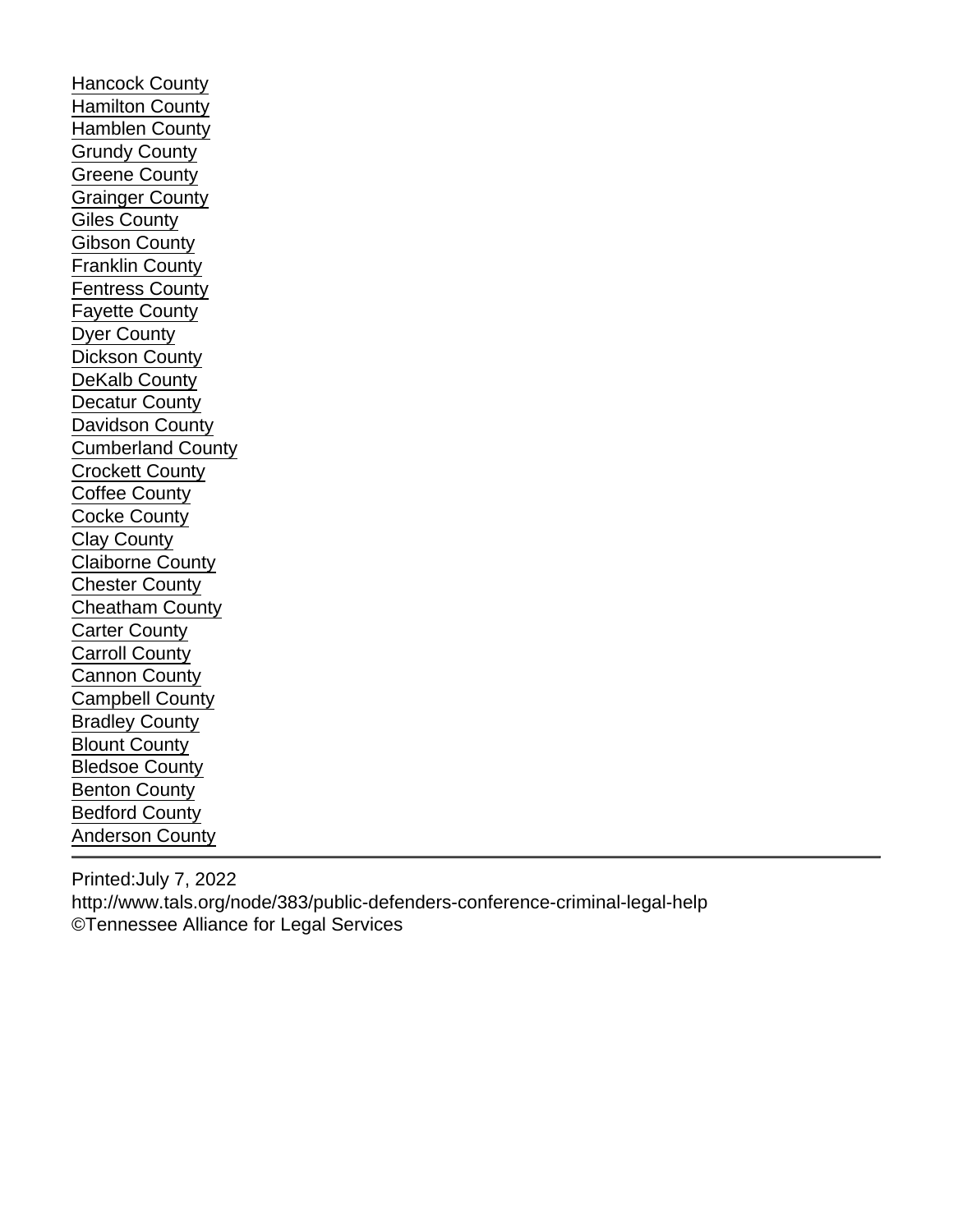Hancock County
Hamilton County
Hamblen County
Grundy County
Greene County
Grainger County
Giles County
Gibson County
Franklin County
Fentress County
Fayette County
Dyer County
Dickson County
DeKalb County
Decatur County
Davidson County
Cumberland County
Crockett County
Coffee County
Cocke County
Clay County
Claiborne County
Chester County
Cheatham County
Carter County
Carroll County
Cannon County
Campbell County
Bradley County
Blount County
Bledsoe County
Benton County
Bedford County
Anderson County

---

Printed:July 7, 2022
http://www.tals.org/node/383/public-defenders-conference-criminal-legal-help
©Tennessee Alliance for Legal Services